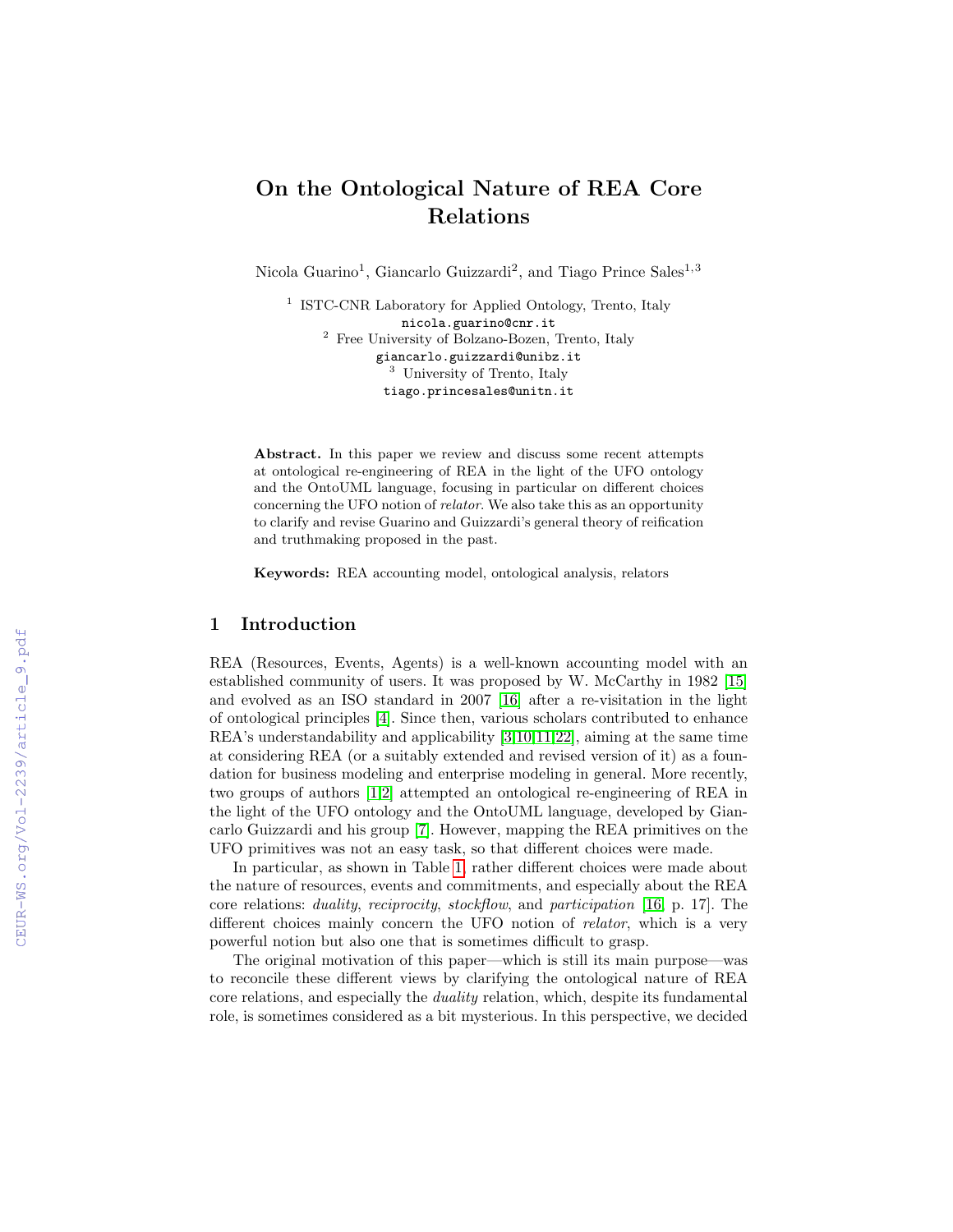# On the Ontological Nature of REA Core Relations

Nicola Guarino[1], Giancarlo Guizzardi[2], and Tiago Prince Sales[1,3]

[1] ISTC-CNR Laboratory for Applied Ontology, Trento, Italy
nicola.guarino@cnr.it
[2] Free University of Bolzano-Bozen, Trento, Italy
giancarlo.guizzardi@unibz.it
[3] University of Trento, Italy
tiago.princesales@unitn.it

**Abstract.** In this paper we review and discuss some recent attempts at ontological re-engineering of REA in the light of the UFO ontology and the OntoUML language, focusing in particular on different choices concerning the UFO notion of *relator*. We also take this as an opportunity to clarify and revise Guarino and Guizzardi's general theory of reification and truthmaking proposed in the past.

**Keywords:** REA accounting model, ontological analysis, relators

## 1 Introduction

REA (Resources, Events, Agents) is a well-known accounting model with an established community of users. It was proposed by W. McCarthy in 1982 [15] and evolved as an ISO standard in 2007 [16] after a re-visitation in the light of ontological principles [4]. Since then, various scholars contributed to enhance REA's understandability and applicability [3,10,11,22], aiming at the same time at considering REA (or a suitably extended and revised version of it) as a foundation for business modeling and enterprise modeling in general. More recently, two groups of authors [1,2] attempted an ontological re-engineering of REA in the light of the UFO ontology and the OntoUML language, developed by Giancarlo Guizzardi and his group [7]. However, mapping the REA primitives on the UFO primitives was not an easy task, so that different choices were made.

In particular, as shown in Table 1, rather different choices were made about the nature of resources, events and commitments, and especially about the REA core relations: *duality*, *reciprocity*, *stockflow*, and *participation* [16, p. 17]. The different choices mainly concern the UFO notion of *relator*, which is a very powerful notion but also one that is sometimes difficult to grasp.

The original motivation of this paper—which is still its main purpose—was to reconcile these different views by clarifying the ontological nature of REA core relations, and especially the *duality* relation, which, despite its fundamental role, is sometimes considered as a bit mysterious. In this perspective, we decided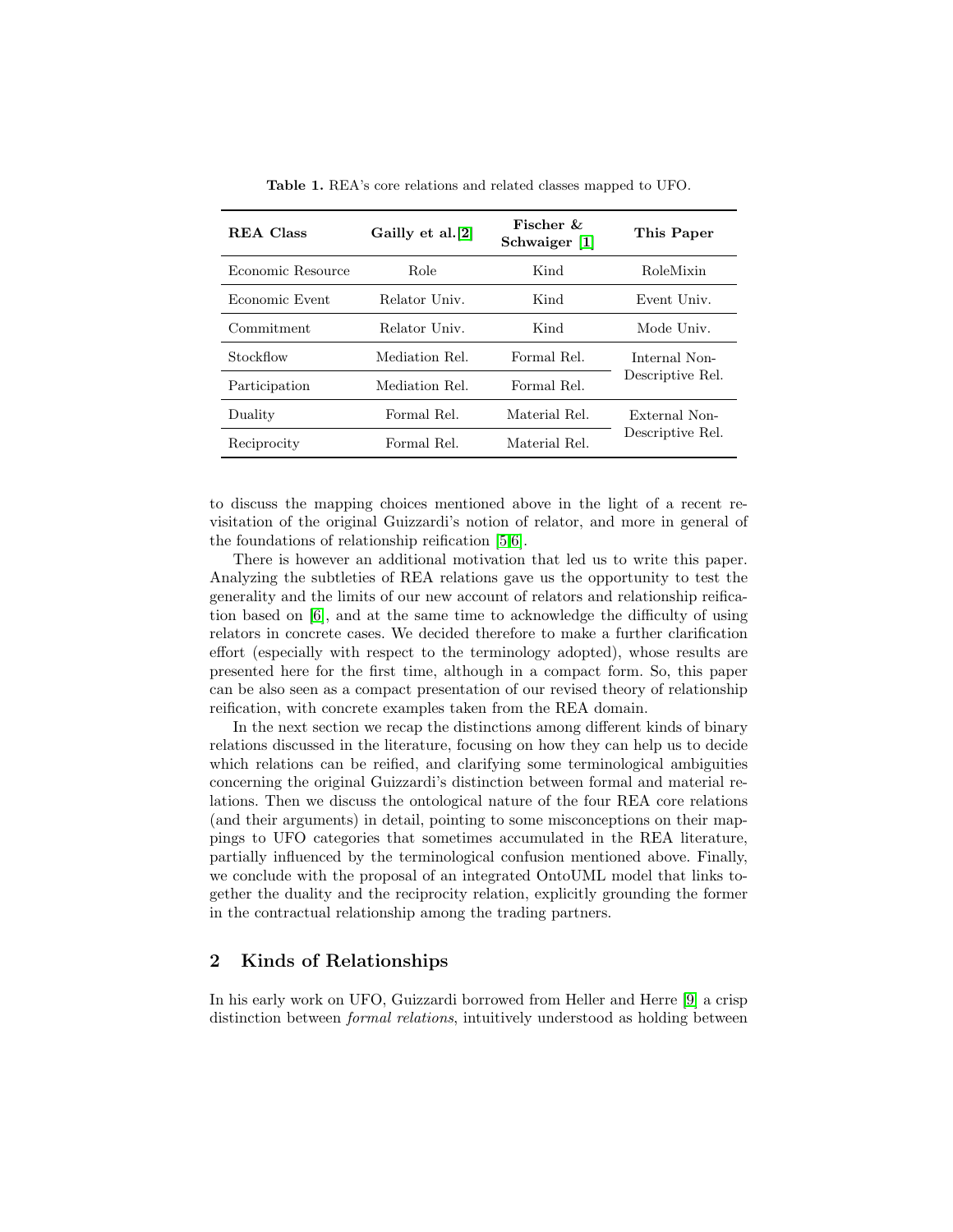**Table 1.** REA's core relations and related classes mapped to UFO.

| REA Class | Gailly et al.[2] | Fischer & Schwaiger [1] | This Paper |
| --- | --- | --- | --- |
| Economic Resource | Role | Kind | RoleMixin |
| Economic Event | Relator Univ. | Kind | Event Univ. |
| Commitment | Relator Univ. | Kind | Mode Univ. |
| Stockflow | Mediation Rel. | Formal Rel. | Internal Non-Descriptive Rel. |
| Participation | Mediation Rel. | Formal Rel. | |
| Duality | Formal Rel. | Material Rel. | External Non-Descriptive Rel. |
| Reciprocity | Formal Rel. | Material Rel. | |

to discuss the mapping choices mentioned above in the light of a recent revisitation of the original Guizzardi's notion of relator, and more in general of the foundations of relationship reification [5,6].

There is however an additional motivation that led us to write this paper. Analyzing the subtleties of REA relations gave us the opportunity to test the generality and the limits of our new account of relators and relationship reification based on [6], and at the same time to acknowledge the difficulty of using relators in concrete cases. We decided therefore to make a further clarification effort (especially with respect to the terminology adopted), whose results are presented here for the first time, although in a compact form. So, this paper can be also seen as a compact presentation of our revised theory of relationship reification, with concrete examples taken from the REA domain.

In the next section we recap the distinctions among different kinds of binary relations discussed in the literature, focusing on how they can help us to decide which relations can be reified, and clarifying some terminological ambiguities concerning the original Guizzardi's distinction between formal and material relations. Then we discuss the ontological nature of the four REA core relations (and their arguments) in detail, pointing to some misconceptions on their mappings to UFO categories that sometimes accumulated in the REA literature, partially influenced by the terminological confusion mentioned above. Finally, we conclude with the proposal of an integrated OntoUML model that links together the duality and the reciprocity relation, explicitly grounding the former in the contractual relationship among the trading partners.

## 2 Kinds of Relationships

In his early work on UFO, Guizzardi borrowed from Heller and Herre [9] a crisp distinction between *formal relations*, intuitively understood as holding between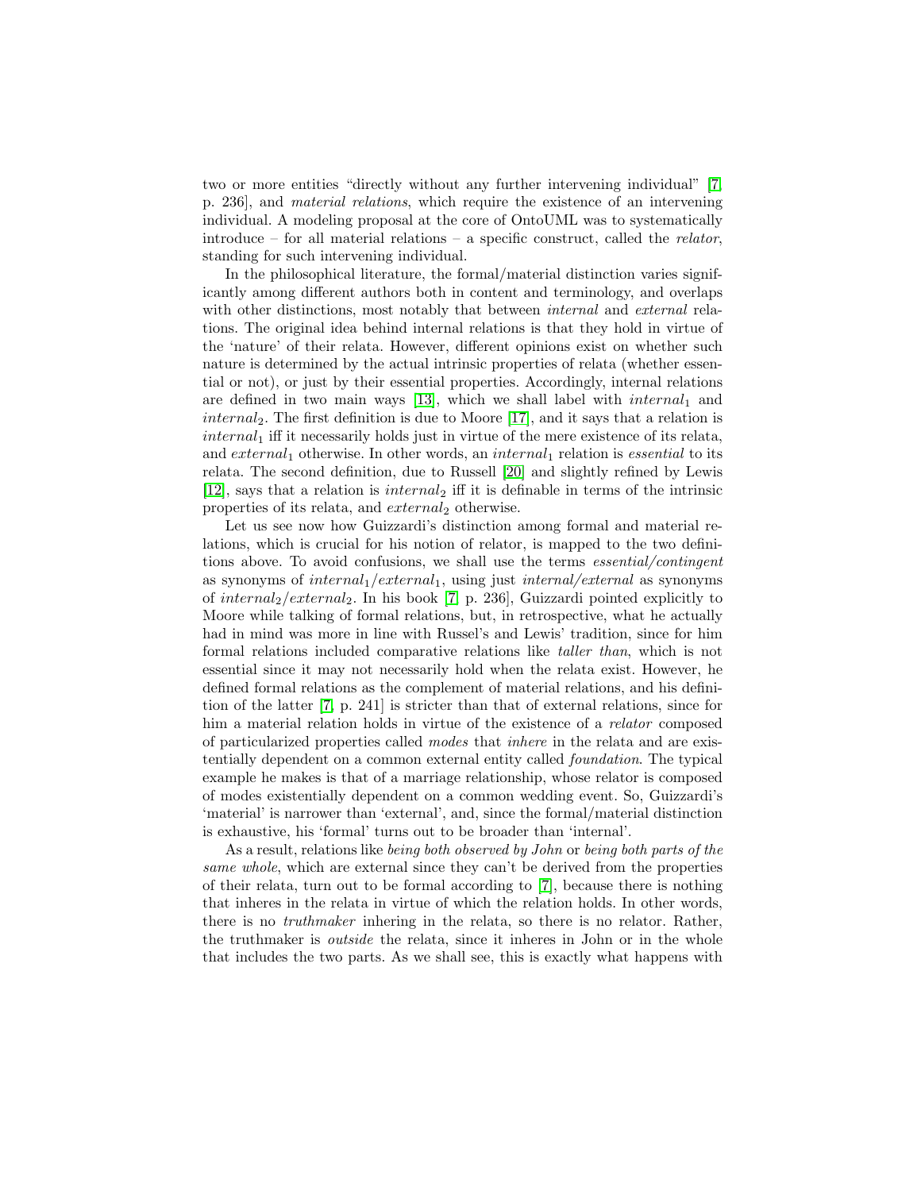two or more entities "directly without any further intervening individual" [7, p. 236], and *material relations*, which require the existence of an intervening individual. A modeling proposal at the core of OntoUML was to systematically introduce – for all material relations – a specific construct, called the *relator*, standing for such intervening individual.

In the philosophical literature, the formal/material distinction varies significantly among different authors both in content and terminology, and overlaps with other distinctions, most notably that between *internal* and *external* relations. The original idea behind internal relations is that they hold in virtue of the 'nature' of their relata. However, different opinions exist on whether such nature is determined by the actual intrinsic properties of relata (whether essential or not), or just by their essential properties. Accordingly, internal relations are defined in two main ways [13], which we shall label with $internal_1$ and $internal_2$. The first definition is due to Moore [17], and it says that a relation is $internal_1$ iff it necessarily holds just in virtue of the mere existence of its relata, and $external_1$ otherwise. In other words, an $internal_1$ relation is *essential* to its relata. The second definition, due to Russell [20] and slightly refined by Lewis [12], says that a relation is $internal_2$ iff it is definable in terms of the intrinsic properties of its relata, and $external_2$ otherwise.

Let us see now how Guizzardi's distinction among formal and material relations, which is crucial for his notion of relator, is mapped to the two definitions above. To avoid confusions, we shall use the terms *essential/contingent* as synonyms of $internal_1/external_1$, using just *internal/external* as synonyms of $internal_2/external_2$. In his book [7, p. 236], Guizzardi pointed explicitly to Moore while talking of formal relations, but, in retrospective, what he actually had in mind was more in line with Russel's and Lewis' tradition, since for him formal relations included comparative relations like *taller than*, which is not essential since it may not necessarily hold when the relata exist. However, he defined formal relations as the complement of material relations, and his definition of the latter [7, p. 241] is stricter than that of external relations, since for him a material relation holds in virtue of the existence of a *relator* composed of particularized properties called *modes* that *inhere* in the relata and are existentially dependent on a common external entity called *foundation*. The typical example he makes is that of a marriage relationship, whose relator is composed of modes existentially dependent on a common wedding event. So, Guizzardi's 'material' is narrower than 'external', and, since the formal/material distinction is exhaustive, his 'formal' turns out to be broader than 'internal'.

As a result, relations like *being both observed by John* or *being both parts of the same whole*, which are external since they can't be derived from the properties of their relata, turn out to be formal according to [7], because there is nothing that inheres in the relata in virtue of which the relation holds. In other words, there is no *truthmaker* inhering in the relata, so there is no relator. Rather, the truthmaker is *outside* the relata, since it inheres in John or in the whole that includes the two parts. As we shall see, this is exactly what happens with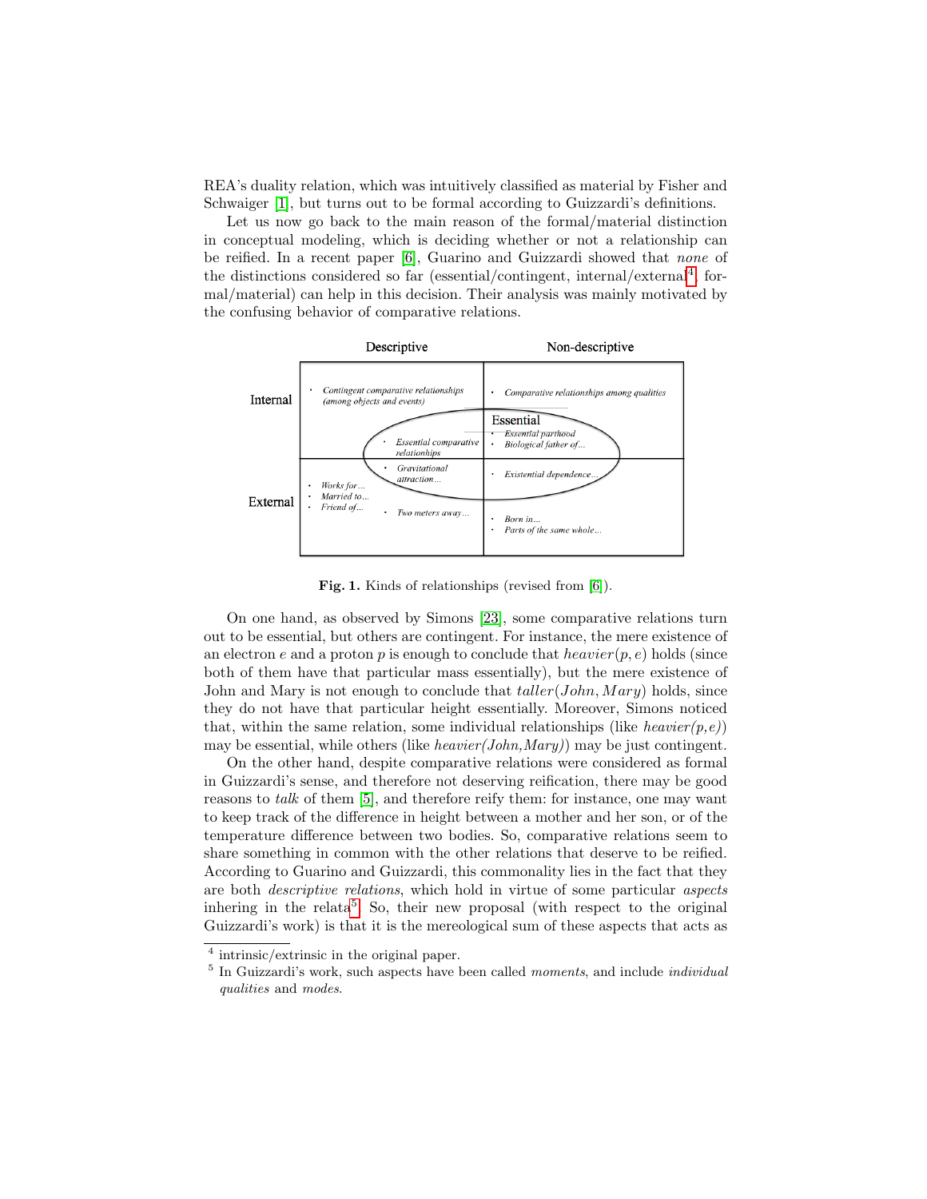REA's duality relation, which was intuitively classified as material by Fisher and Schwaiger [1], but turns out to be formal according to Guizzardi's definitions.

Let us now go back to the main reason of the formal/material distinction in conceptual modeling, which is deciding whether or not a relationship can be reified. In a recent paper [6], Guarino and Guizzardi showed that *none* of the distinctions considered so far (essential/contingent, internal/external[4], formal/material) can help in this decision. Their analysis was mainly motivated by the confusing behavior of comparative relations.

| | Descriptive | Non-descriptive |
|---|---|---|
| **Internal** | • *Contingent comparative relationships (among objects and events)*<br>• *Essential comparative relationships* (Essential) | • *Comparative relationships among qualities*<br>Essential: • *Essential parthood* • *Biological father of...* |
| **External** | • *Gravitational attraction...* (Essential)<br>• *Works for...* • *Married to...* • *Friend of...*<br>• *Two meters away...* | • *Existential dependence...* (Essential)<br>• *Born in...* • *Parts of the same whole...* |

**Fig. 1.** Kinds of relationships (revised from [6]).

On one hand, as observed by Simons [23], some comparative relations turn out to be essential, but others are contingent. For instance, the mere existence of an electron $e$ and a proton $p$ is enough to conclude that $heavier(p, e)$ holds (since both of them have that particular mass essentially), but the mere existence of John and Mary is not enough to conclude that $taller(John, Mary)$ holds, since they do not have that particular height essentially. Moreover, Simons noticed that, within the same relation, some individual relationships (like *heavier(p,e)*) may be essential, while others (like *heavier(John,Mary)*) may be just contingent.

On the other hand, despite comparative relations were considered as formal in Guizzardi's sense, and therefore not deserving reification, there may be good reasons to *talk* of them [5], and therefore reify them: for instance, one may want to keep track of the difference in height between a mother and her son, or of the temperature difference between two bodies. So, comparative relations seem to share something in common with the other relations that deserve to be reified. According to Guarino and Guizzardi, this commonality lies in the fact that they are both *descriptive relations*, which hold in virtue of some particular *aspects* inhering in the relata[5]. So, their new proposal (with respect to the original Guizzardi's work) is that it is the mereological sum of these aspects that acts as

[4] intrinsic/extrinsic in the original paper.

[5] In Guizzardi's work, such aspects have been called *moments*, and include *individual qualities* and *modes*.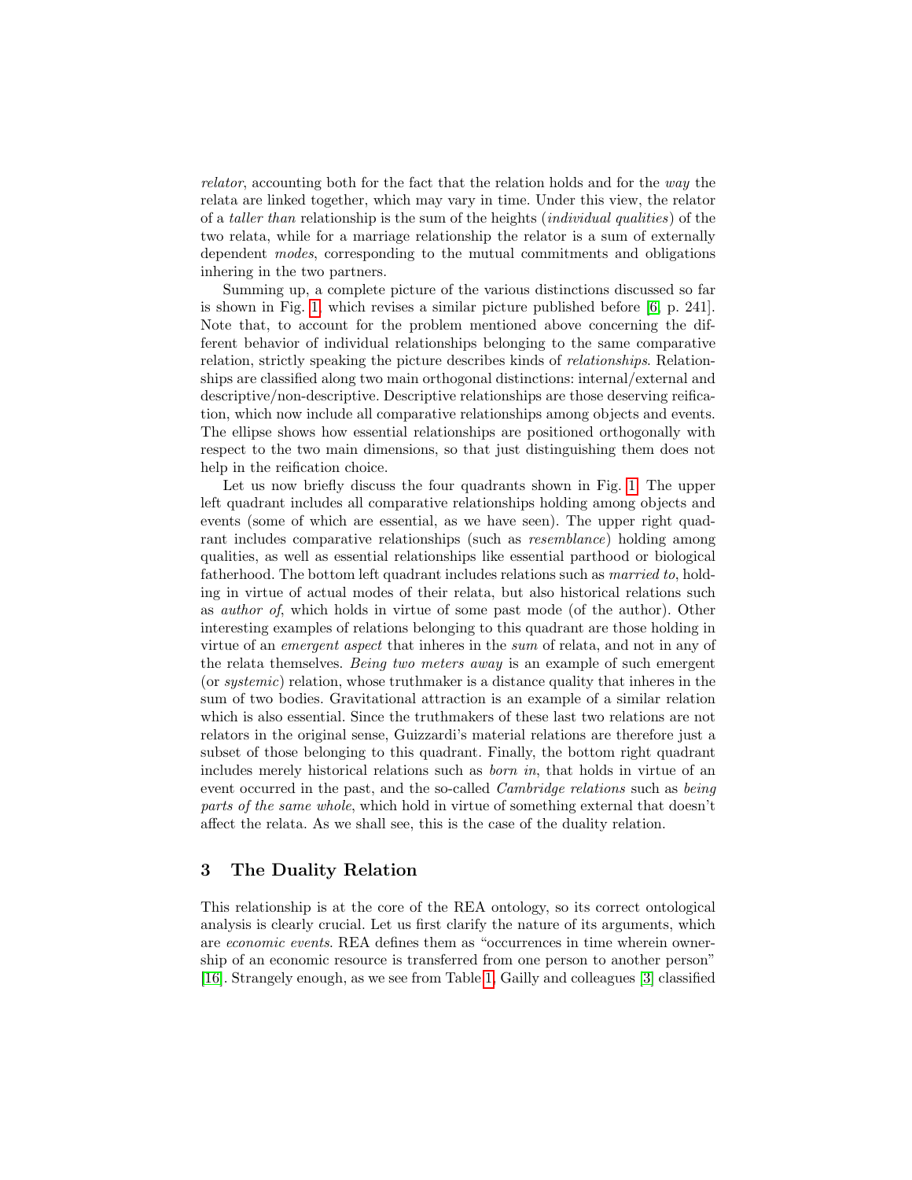*relator*, accounting both for the fact that the relation holds and for the *way* the relata are linked together, which may vary in time. Under this view, the relator of a *taller than* relationship is the sum of the heights (*individual qualities*) of the two relata, while for a marriage relationship the relator is a sum of externally dependent *modes*, corresponding to the mutual commitments and obligations inhering in the two partners.

Summing up, a complete picture of the various distinctions discussed so far is shown in Fig. 1, which revises a similar picture published before [6, p. 241]. Note that, to account for the problem mentioned above concerning the different behavior of individual relationships belonging to the same comparative relation, strictly speaking the picture describes kinds of *relationships*. Relationships are classified along two main orthogonal distinctions: internal/external and descriptive/non-descriptive. Descriptive relationships are those deserving reification, which now include all comparative relationships among objects and events. The ellipse shows how essential relationships are positioned orthogonally with respect to the two main dimensions, so that just distinguishing them does not help in the reification choice.

Let us now briefly discuss the four quadrants shown in Fig. 1. The upper left quadrant includes all comparative relationships holding among objects and events (some of which are essential, as we have seen). The upper right quadrant includes comparative relationships (such as *resemblance*) holding among qualities, as well as essential relationships like essential parthood or biological fatherhood. The bottom left quadrant includes relations such as *married to*, holding in virtue of actual modes of their relata, but also historical relations such as *author of*, which holds in virtue of some past mode (of the author). Other interesting examples of relations belonging to this quadrant are those holding in virtue of an *emergent aspect* that inheres in the *sum* of relata, and not in any of the relata themselves. *Being two meters away* is an example of such emergent (or *systemic*) relation, whose truthmaker is a distance quality that inheres in the sum of two bodies. Gravitational attraction is an example of a similar relation which is also essential. Since the truthmakers of these last two relations are not relators in the original sense, Guizzardi's material relations are therefore just a subset of those belonging to this quadrant. Finally, the bottom right quadrant includes merely historical relations such as *born in*, that holds in virtue of an event occurred in the past, and the so-called *Cambridge relations* such as *being parts of the same whole*, which hold in virtue of something external that doesn't affect the relata. As we shall see, this is the case of the duality relation.

## 3 The Duality Relation

This relationship is at the core of the REA ontology, so its correct ontological analysis is clearly crucial. Let us first clarify the nature of its arguments, which are *economic events*. REA defines them as "occurrences in time wherein ownership of an economic resource is transferred from one person to another person" [16]. Strangely enough, as we see from Table 1, Gailly and colleagues [3] classified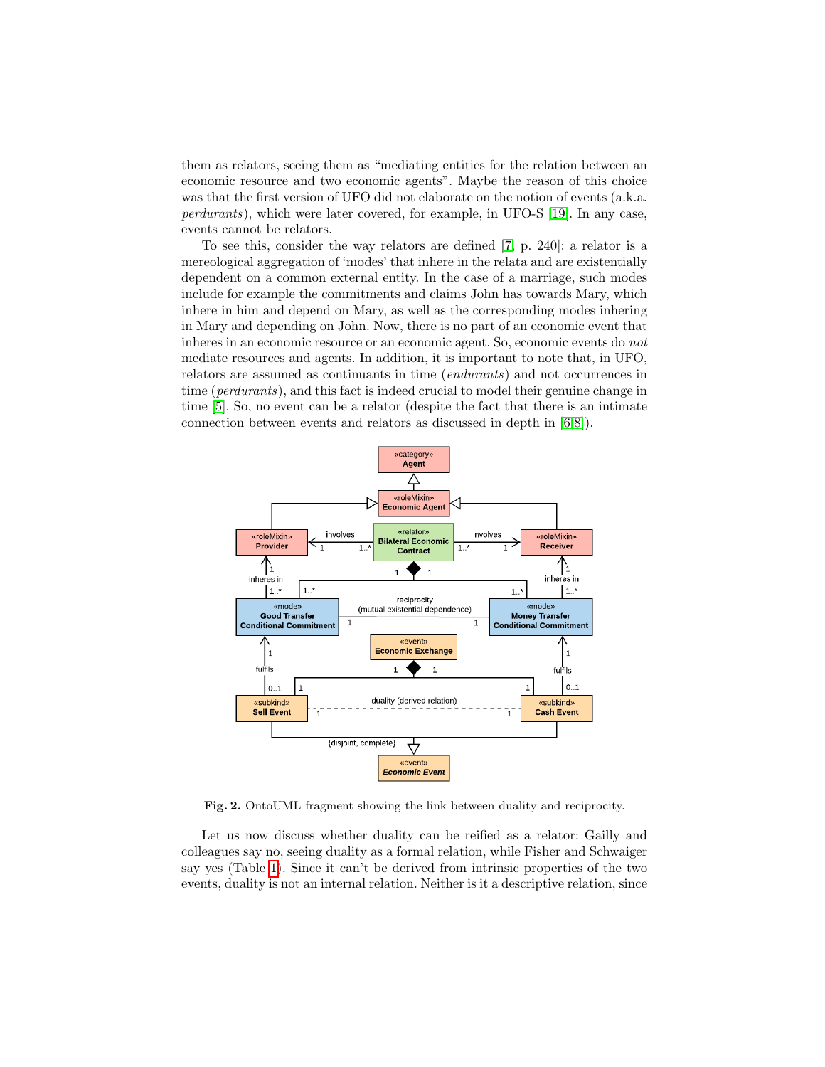them as relators, seeing them as "mediating entities for the relation between an economic resource and two economic agents". Maybe the reason of this choice was that the first version of UFO did not elaborate on the notion of events (a.k.a. *perdurants*), which were later covered, for example, in UFO-S [19]. In any case, events cannot be relators.

To see this, consider the way relators are defined [7, p. 240]: a relator is a mereological aggregation of 'modes' that inhere in the relata and are existentially dependent on a common external entity. In the case of a marriage, such modes include for example the commitments and claims John has towards Mary, which inhere in him and depend on Mary, as well as the corresponding modes inhering in Mary and depending on John. Now, there is no part of an economic event that inheres in an economic resource or an economic agent. So, economic events do *not* mediate resources and agents. In addition, it is important to note that, in UFO, relators are assumed as continuants in time (*endurants*) and not occurrences in time (*perdurants*), and this fact is indeed crucial to model their genuine change in time [5]. So, no event can be a relator (despite the fact that there is an intimate connection between events and relators as discussed in depth in [6,8]).

**Fig. 2.** OntoUML fragment showing the link between duality and reciprocity.

Let us now discuss whether duality can be reified as a relator: Gailly and colleagues say no, seeing duality as a formal relation, while Fisher and Schwaiger say yes (Table 1). Since it can't be derived from intrinsic properties of the two events, duality is not an internal relation. Neither is it a descriptive relation, since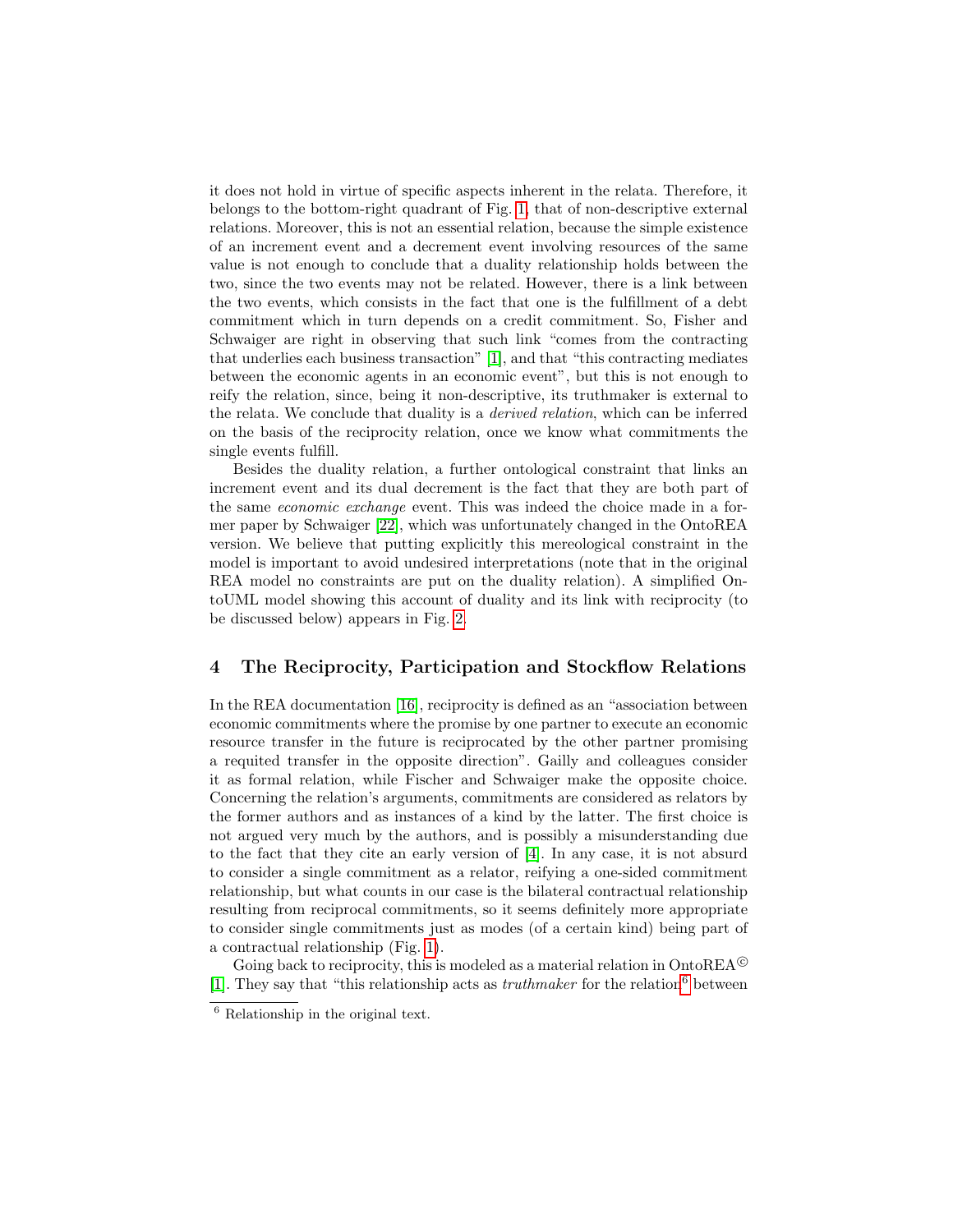it does not hold in virtue of specific aspects inherent in the relata. Therefore, it belongs to the bottom-right quadrant of Fig. 1, that of non-descriptive external relations. Moreover, this is not an essential relation, because the simple existence of an increment event and a decrement event involving resources of the same value is not enough to conclude that a duality relationship holds between the two, since the two events may not be related. However, there is a link between the two events, which consists in the fact that one is the fulfillment of a debt commitment which in turn depends on a credit commitment. So, Fisher and Schwaiger are right in observing that such link "comes from the contracting that underlies each business transaction" [1], and that "this contracting mediates between the economic agents in an economic event", but this is not enough to reify the relation, since, being it non-descriptive, its truthmaker is external to the relata. We conclude that duality is a *derived relation*, which can be inferred on the basis of the reciprocity relation, once we know what commitments the single events fulfill.

Besides the duality relation, a further ontological constraint that links an increment event and its dual decrement is the fact that they are both part of the same *economic exchange* event. This was indeed the choice made in a former paper by Schwaiger [22], which was unfortunately changed in the OntoREA version. We believe that putting explicitly this mereological constraint in the model is important to avoid undesired interpretations (note that in the original REA model no constraints are put on the duality relation). A simplified OntoUML model showing this account of duality and its link with reciprocity (to be discussed below) appears in Fig. 2.

## 4 The Reciprocity, Participation and Stockflow Relations

In the REA documentation [16], reciprocity is defined as an "association between economic commitments where the promise by one partner to execute an economic resource transfer in the future is reciprocated by the other partner promising a requited transfer in the opposite direction". Gailly and colleagues consider it as formal relation, while Fischer and Schwaiger make the opposite choice. Concerning the relation's arguments, commitments are considered as relators by the former authors and as instances of a kind by the latter. The first choice is not argued very much by the authors, and is possibly a misunderstanding due to the fact that they cite an early version of [4]. In any case, it is not absurd to consider a single commitment as a relator, reifying a one-sided commitment relationship, but what counts in our case is the bilateral contractual relationship resulting from reciprocal commitments, so it seems definitely more appropriate to consider single commitments just as modes (of a certain kind) being part of a contractual relationship (Fig. 1).

Going back to reciprocity, this is modeled as a material relation in OntoREA© [1]. They say that "this relationship acts as *truthmaker* for the relation[6] between

[6] Relationship in the original text.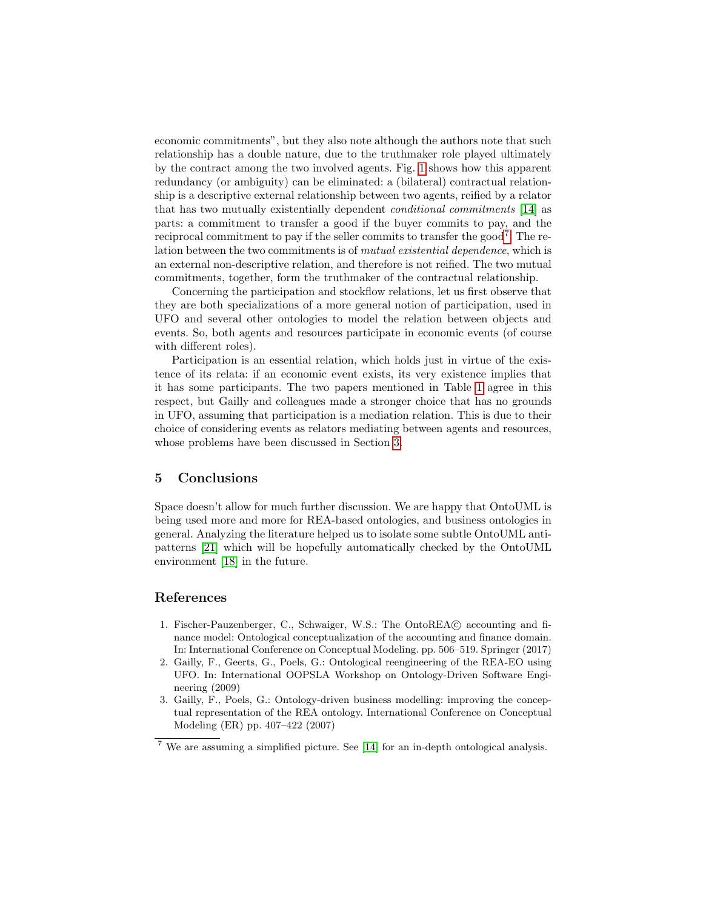economic commitments", but they also note although the authors note that such relationship has a double nature, due to the truthmaker role played ultimately by the contract among the two involved agents. Fig. 1 shows how this apparent redundancy (or ambiguity) can be eliminated: a (bilateral) contractual relationship is a descriptive external relationship between two agents, reified by a relator that has two mutually existentially dependent *conditional commitments* [14] as parts: a commitment to transfer a good if the buyer commits to pay, and the reciprocal commitment to pay if the seller commits to transfer the good[7]. The relation between the two commitments is of *mutual existential dependence*, which is an external non-descriptive relation, and therefore is not reified. The two mutual commitments, together, form the truthmaker of the contractual relationship.

Concerning the participation and stockflow relations, let us first observe that they are both specializations of a more general notion of participation, used in UFO and several other ontologies to model the relation between objects and events. So, both agents and resources participate in economic events (of course with different roles).

Participation is an essential relation, which holds just in virtue of the existence of its relata: if an economic event exists, its very existence implies that it has some participants. The two papers mentioned in Table 1 agree in this respect, but Gailly and colleagues made a stronger choice that has no grounds in UFO, assuming that participation is a mediation relation. This is due to their choice of considering events as relators mediating between agents and resources, whose problems have been discussed in Section 3.

## 5 Conclusions

Space doesn't allow for much further discussion. We are happy that OntoUML is being used more and more for REA-based ontologies, and business ontologies in general. Analyzing the literature helped us to isolate some subtle OntoUML anti-patterns [21] which will be hopefully automatically checked by the OntoUML environment [18] in the future.

## References

1. Fischer-Pauzenberger, C., Schwaiger, W.S.: The OntoREA© accounting and finance model: Ontological conceptualization of the accounting and finance domain. In: International Conference on Conceptual Modeling. pp. 506–519. Springer (2017)
2. Gailly, F., Geerts, G., Poels, G.: Ontological reengineering of the REA-EO using UFO. In: International OOPSLA Workshop on Ontology-Driven Software Engineering (2009)
3. Gailly, F., Poels, G.: Ontology-driven business modelling: improving the conceptual representation of the REA ontology. International Conference on Conceptual Modeling (ER) pp. 407–422 (2007)

[7] We are assuming a simplified picture. See [14] for an in-depth ontological analysis.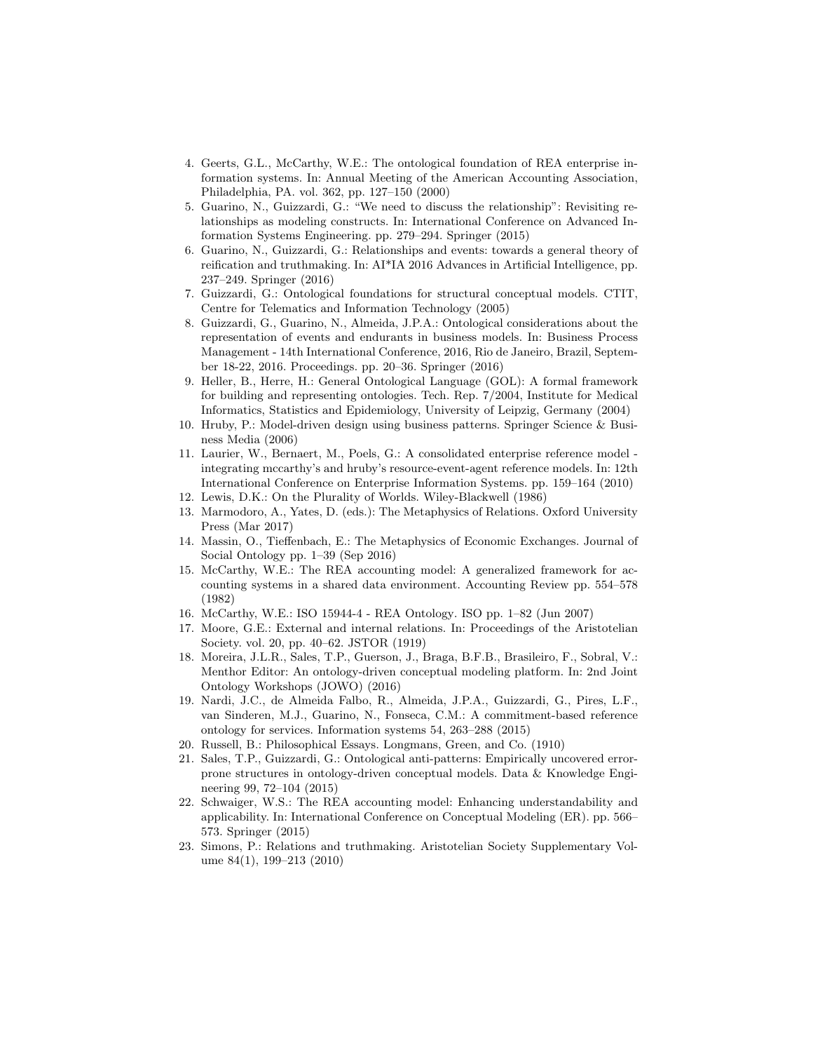4. Geerts, G.L., McCarthy, W.E.: The ontological foundation of REA enterprise information systems. In: Annual Meeting of the American Accounting Association, Philadelphia, PA. vol. 362, pp. 127–150 (2000)
5. Guarino, N., Guizzardi, G.: "We need to discuss the relationship": Revisiting relationships as modeling constructs. In: International Conference on Advanced Information Systems Engineering. pp. 279–294. Springer (2015)
6. Guarino, N., Guizzardi, G.: Relationships and events: towards a general theory of reification and truthmaking. In: AI*IA 2016 Advances in Artificial Intelligence, pp. 237–249. Springer (2016)
7. Guizzardi, G.: Ontological foundations for structural conceptual models. CTIT, Centre for Telematics and Information Technology (2005)
8. Guizzardi, G., Guarino, N., Almeida, J.P.A.: Ontological considerations about the representation of events and endurants in business models. In: Business Process Management - 14th International Conference, 2016, Rio de Janeiro, Brazil, September 18-22, 2016. Proceedings. pp. 20–36. Springer (2016)
9. Heller, B., Herre, H.: General Ontological Language (GOL): A formal framework for building and representing ontologies. Tech. Rep. 7/2004, Institute for Medical Informatics, Statistics and Epidemiology, University of Leipzig, Germany (2004)
10. Hruby, P.: Model-driven design using business patterns. Springer Science & Business Media (2006)
11. Laurier, W., Bernaert, M., Poels, G.: A consolidated enterprise reference model - integrating mccarthy's and hruby's resource-event-agent reference models. In: 12th International Conference on Enterprise Information Systems. pp. 159–164 (2010)
12. Lewis, D.K.: On the Plurality of Worlds. Wiley-Blackwell (1986)
13. Marmodoro, A., Yates, D. (eds.): The Metaphysics of Relations. Oxford University Press (Mar 2017)
14. Massin, O., Tieffenbach, E.: The Metaphysics of Economic Exchanges. Journal of Social Ontology pp. 1–39 (Sep 2016)
15. McCarthy, W.E.: The REA accounting model: A generalized framework for accounting systems in a shared data environment. Accounting Review pp. 554–578 (1982)
16. McCarthy, W.E.: ISO 15944-4 - REA Ontology. ISO pp. 1–82 (Jun 2007)
17. Moore, G.E.: External and internal relations. In: Proceedings of the Aristotelian Society. vol. 20, pp. 40–62. JSTOR (1919)
18. Moreira, J.L.R., Sales, T.P., Guerson, J., Braga, B.F.B., Brasileiro, F., Sobral, V.: Menthor Editor: An ontology-driven conceptual modeling platform. In: 2nd Joint Ontology Workshops (JOWO) (2016)
19. Nardi, J.C., de Almeida Falbo, R., Almeida, J.P.A., Guizzardi, G., Pires, L.F., van Sinderen, M.J., Guarino, N., Fonseca, C.M.: A commitment-based reference ontology for services. Information systems 54, 263–288 (2015)
20. Russell, B.: Philosophical Essays. Longmans, Green, and Co. (1910)
21. Sales, T.P., Guizzardi, G.: Ontological anti-patterns: Empirically uncovered error-prone structures in ontology-driven conceptual models. Data & Knowledge Engineering 99, 72–104 (2015)
22. Schwaiger, W.S.: The REA accounting model: Enhancing understandability and applicability. In: International Conference on Conceptual Modeling (ER). pp. 566–573. Springer (2015)
23. Simons, P.: Relations and truthmaking. Aristotelian Society Supplementary Volume 84(1), 199–213 (2010)